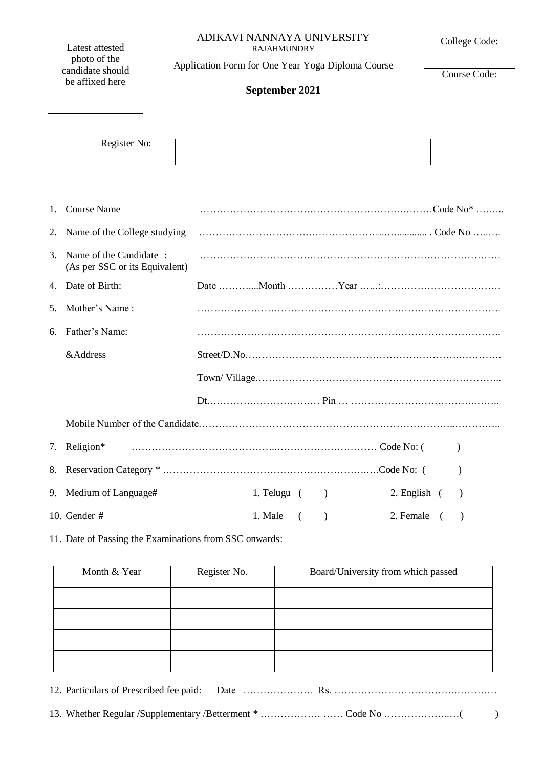Latest attested photo of the candidate should be affixed here

# ADIKAVI NANNAYA UNIVERSITY

RAJAHMUNDRY

Application Form for One Year Yoga Diploma Course

**September 2021**

| College Code: |
|---|
| Course Code: |

Register No:

1. Course Name ………………………………………………………………Code No* ……..
2. Name of the College studying ………………………………………………............ . Code No ……..
3. Name of the Candidate : (As per SSC or its Equivalent) ………………………………………………………………………………
4. Date of Birth: Date ……….....Month ……………Year …...:………………………………
5. Mother's Name : ……………………………………………………………………………..
6. Father's Name: ……………………………………………………………………………..

   &Address Street/D.No……………………………………………………………………….

   Town/ Village………………………………………………………………..

   Dt.…………………………… Pin … ……………………………………..

   Mobile Number of the Candidate………………………………………………………………………..
7. Religion* ……………………………………..………………………… Code No: ( )
8. Reservation Category * ……………………………………………………….….Code No: ( )
9. Medium of Language# 1. Telugu ( ) 2. English ( )
10. Gender # 1. Male ( ) 2. Female ( )
11. Date of Passing the Examinations from SSC onwards:

| Month & Year | Register No. | Board/University from which passed |
|---|---|---|
| | | |
| | | |
| | | |
| | | |

12. Particulars of Prescribed fee paid: Date ………………… Rs. …………………………………………
13. Whether Regular /Supplementary /Betterment * ……………… …… Code No ………………..…( )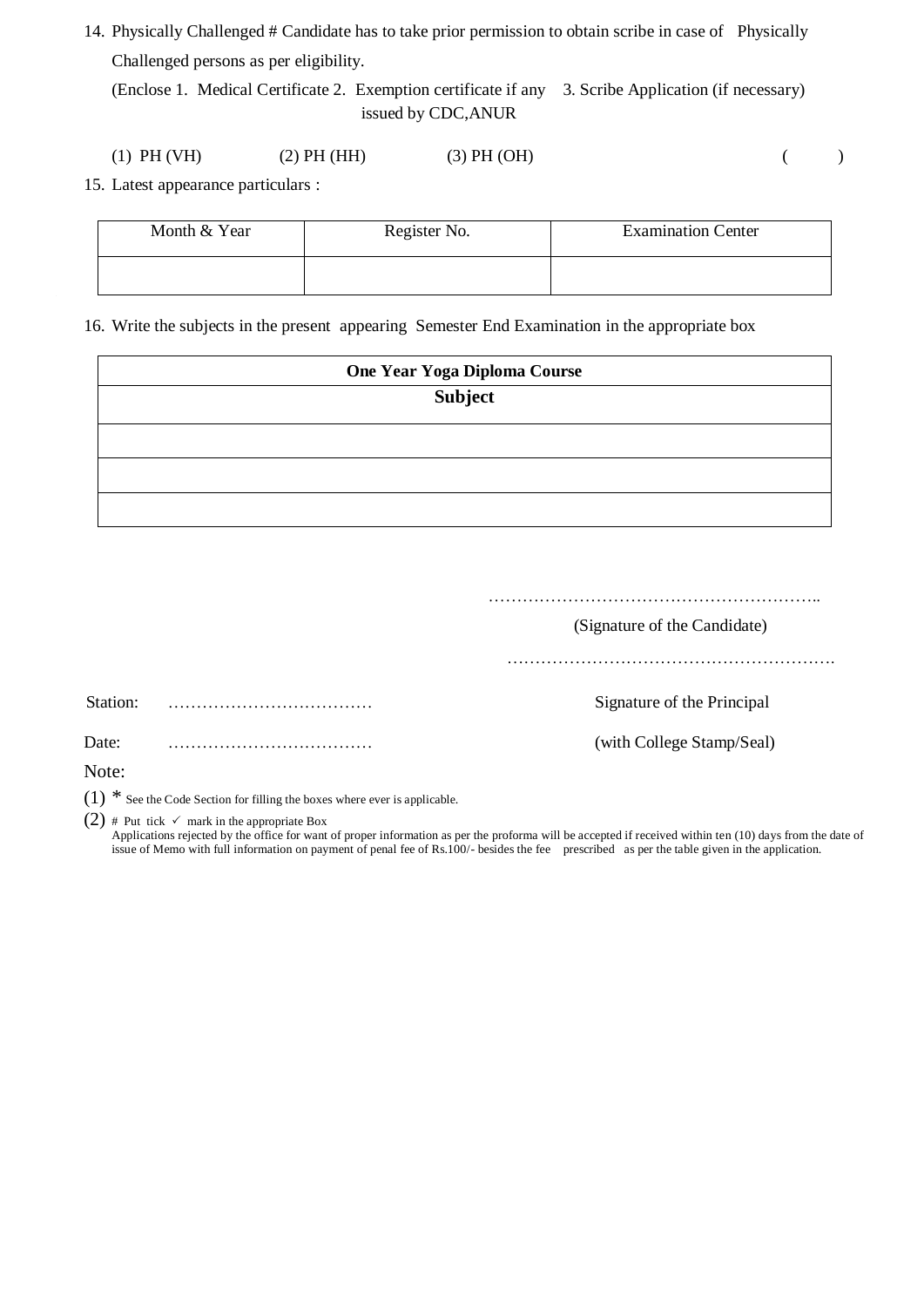14. Physically Challenged # Candidate has to take prior permission to obtain scribe in case of Physically Challenged persons as per eligibility.

    (Enclose 1. Medical Certificate 2. Exemption certificate if any issued by CDC,ANUR 3. Scribe Application (if necessary)

    (1) PH (VH) (2) PH (HH) (3) PH (OH) ( )

15. Latest appearance particulars :

| Month & Year | Register No. | Examination Center |
|---|---|---|
| | | |

16. Write the subjects in the present appearing Semester End Examination in the appropriate box

| **One Year Yoga Diploma Course** |
|---|
| **Subject** |
| |
| |
| |

…………………………………………………..

(Signature of the Candidate)

…………………………………………………

Station: ……………………………… Signature of the Principal

Date: ……………………………… (with College Stamp/Seal)

Note:

(1) * See the Code Section for filling the boxes where ever is applicable.

(2) # Put tick ✓ mark in the appropriate Box
Applications rejected by the office for want of proper information as per the proforma will be accepted if received within ten (10) days from the date of issue of Memo with full information on payment of penal fee of Rs.100/- besides the fee prescribed as per the table given in the application.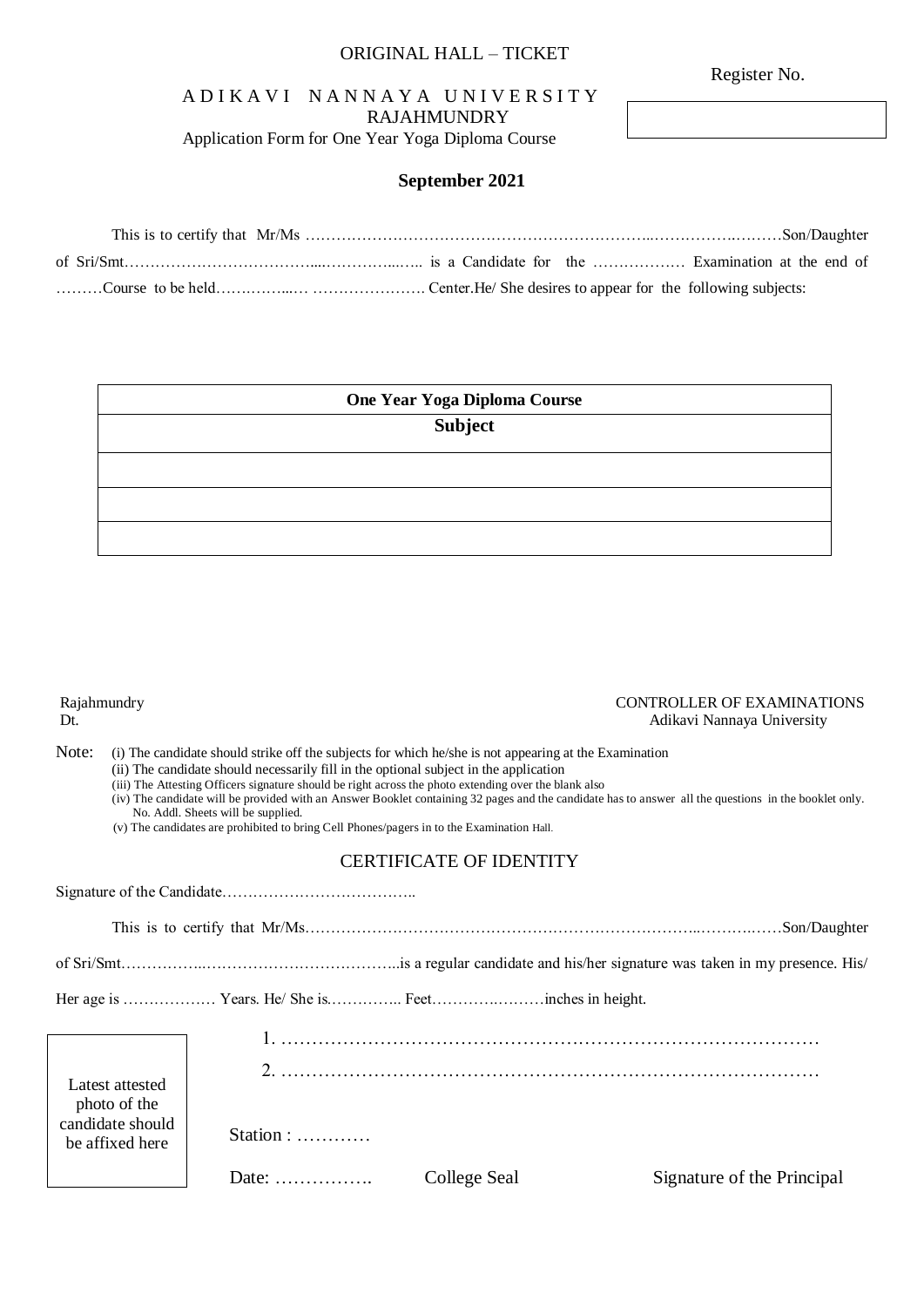ORIGINAL HALL – TICKET

Register No.

|  |
|---|
|  |

# A D I K A V I N A N N A Y A U N I V E R S I T Y
## RAJAHMUNDRY
Application Form for One Year Yoga Diploma Course

**September 2021**

This is to certify that Mr/Ms ……………………………………………………………..…………….………Son/Daughter of Sri/Smt……………………………....…………...….. is a Candidate for the ……………… Examination at the end of ………Course to be held……………...… …………………. Center.He/ She desires to appear for the following subjects:

| **One Year Yoga Diploma Course** |
|---|
| **Subject** |
|  |
|  |
|  |

Rajahmundry
Dt.

CONTROLLER OF EXAMINATIONS
Adikavi Nannaya University

Note:
(i) The candidate should strike off the subjects for which he/she is not appearing at the Examination
(ii) The candidate should necessarily fill in the optional subject in the application
(iii) The Attesting Officers signature should be right across the photo extending over the blank also
(iv) The candidate will be provided with an Answer Booklet containing 32 pages and the candidate has to answer all the questions in the booklet only. No. Addl. Sheets will be supplied.
(v) The candidates are prohibited to bring Cell Phones/pagers in to the Examination Hall.

## CERTIFICATE OF IDENTITY

Signature of the Candidate………………………………..

This is to certify that Mr/Ms…………………………………………………………………...……….……Son/Daughter of Sri/Smt……………..………………………………..is a regular candidate and his/her signature was taken in my presence. His/ Her age is ……………… Years. He/ She is.………….. Feet……………………inches in height.

Latest attested photo of the candidate should be affixed here

1. ……………………………………………………………………………
2. ……………………………………………………………………………

Station : …………

Date: ……………. College Seal Signature of the Principal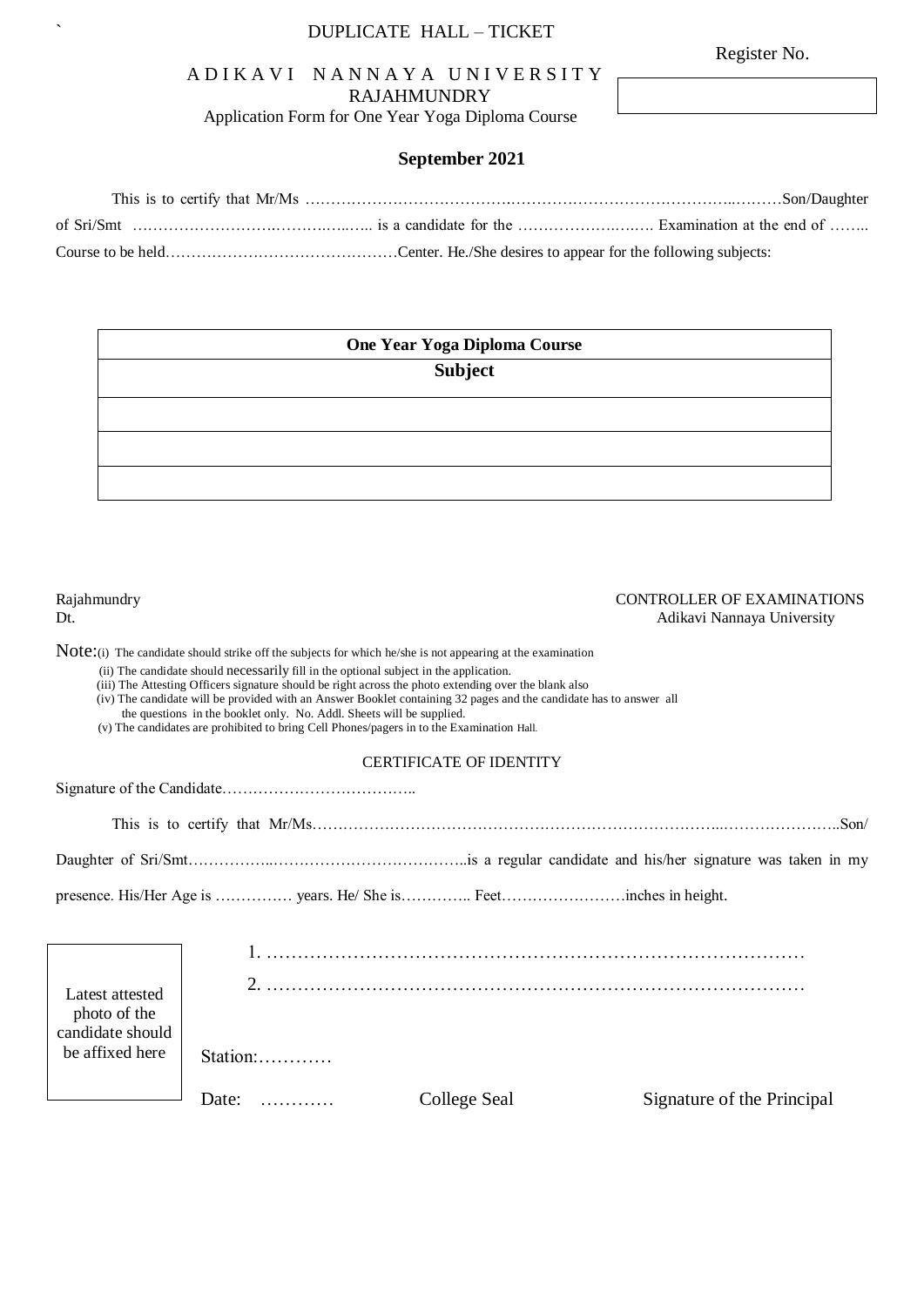`

DUPLICATE HALL – TICKET

Register No.

| |
|---|
| |

# A D I K A V I N A N N A Y A U N I V E R S I T Y
## RAJAHMUNDRY

Application Form for One Year Yoga Diploma Course

**September 2021**

This is to certify that Mr/Ms ……………………………………………………………………………..………Son/Daughter of Sri/Smt ……………………….………..…….. is a candidate for the ………………….…… Examination at the end of …….. Course to be held………………………………………Center. He./She desires to appear for the following subjects:

| **One Year Yoga Diploma Course** |
|---|
| **Subject** |
| |
| |
| |

Rajahmundry
Dt.

CONTROLLER OF EXAMINATIONS
Adikavi Nannaya University

Note:(i) The candidate should strike off the subjects for which he/she is not appearing at the examination
(ii) The candidate should necessarily fill in the optional subject in the application.
(iii) The Attesting Officers signature should be right across the photo extending over the blank also
(iv) The candidate will be provided with an Answer Booklet containing 32 pages and the candidate has to answer all the questions in the booklet only. No. Addl. Sheets will be supplied.
(v) The candidates are prohibited to bring Cell Phones/pagers in to the Examination Hall.

CERTIFICATE OF IDENTITY

Signature of the Candidate………………………………..

This is to certify that Mr/Ms……………………………………………………………………..…………………..Son/ Daughter of Sri/Smt……………..………………………………..is a regular candidate and his/her signature was taken in my presence. His/Her Age is …………… years. He/ She is…………. Feet……………………inches in height.

Latest attested photo of the candidate should be affixed here

1. ……………………………………………………………………………
2. ……………………………………………………………………………

Station:…………

Date: ………… College Seal Signature of the Principal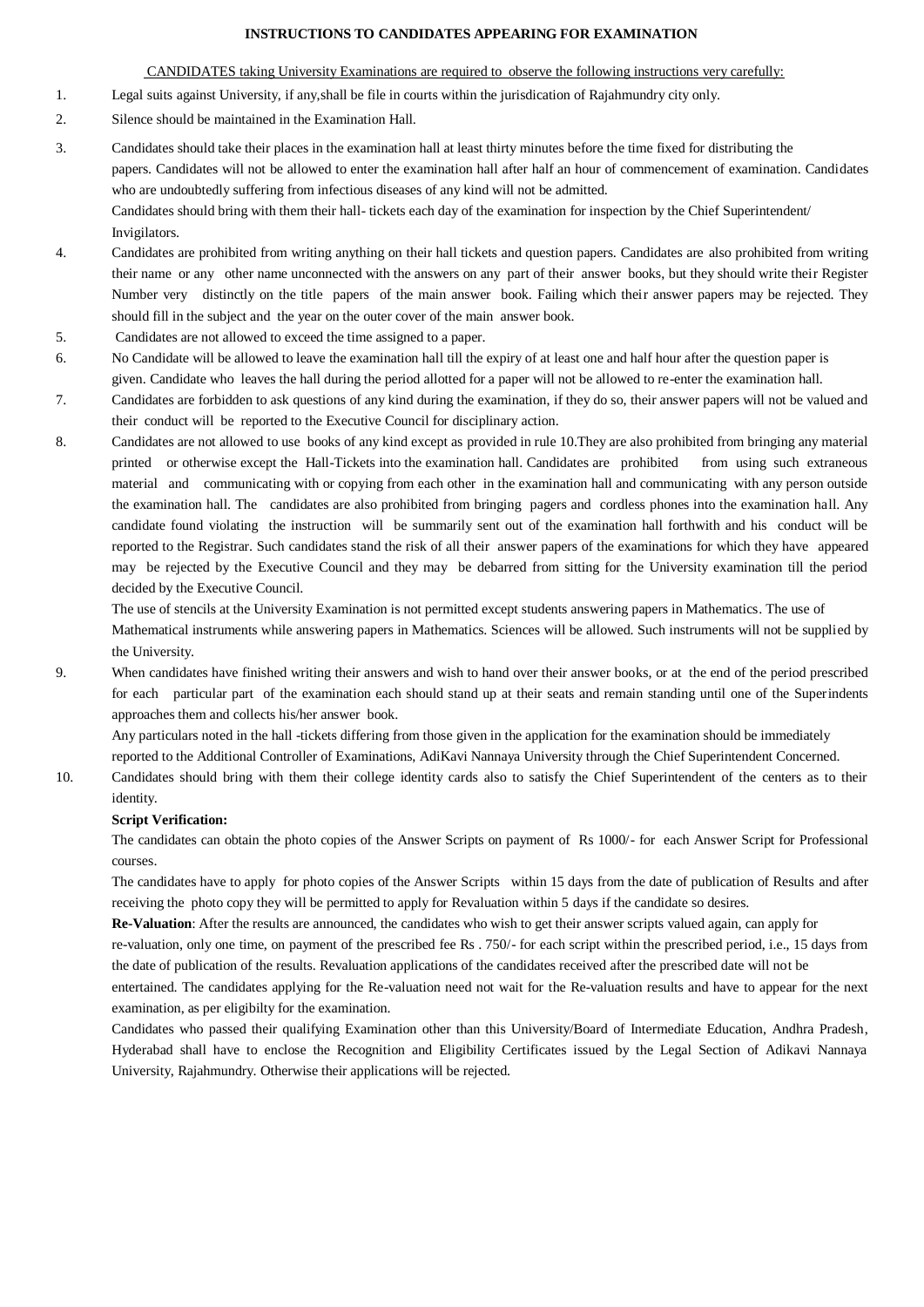**INSTRUCTIONS TO CANDIDATES APPEARING FOR EXAMINATION**

CANDIDATES taking University Examinations are required to observe the following instructions very carefully:

1. Legal suits against University, if any,shall be file in courts within the jurisdication of Rajahmundry city only.
2. Silence should be maintained in the Examination Hall.
3. Candidates should take their places in the examination hall at least thirty minutes before the time fixed for distributing the papers. Candidates will not be allowed to enter the examination hall after half an hour of commencement of examination. Candidates who are undoubtedly suffering from infectious diseases of any kind will not be admitted.

   Candidates should bring with them their hall- tickets each day of the examination for inspection by the Chief Superintendent/ Invigilators.
4. Candidates are prohibited from writing anything on their hall tickets and question papers. Candidates are also prohibited from writing their name or any other name unconnected with the answers on any part of their answer books, but they should write their Register Number very distinctly on the title papers of the main answer book. Failing which their answer papers may be rejected. They should fill in the subject and the year on the outer cover of the main answer book.
5. Candidates are not allowed to exceed the time assigned to a paper.
6. No Candidate will be allowed to leave the examination hall till the expiry of at least one and half hour after the question paper is given. Candidate who leaves the hall during the period allotted for a paper will not be allowed to re-enter the examination hall.
7. Candidates are forbidden to ask questions of any kind during the examination, if they do so, their answer papers will not be valued and their conduct will be reported to the Executive Council for disciplinary action.
8. Candidates are not allowed to use books of any kind except as provided in rule 10.They are also prohibited from bringing any material printed or otherwise except the Hall-Tickets into the examination hall. Candidates are prohibited from using such extraneous material and communicating with or copying from each other in the examination hall and communicating with any person outside the examination hall. The candidates are also prohibited from bringing pagers and cordless phones into the examination hall. Any candidate found violating the instruction will be summarily sent out of the examination hall forthwith and his conduct will be reported to the Registrar. Such candidates stand the risk of all their answer papers of the examinations for which they have appeared may be rejected by the Executive Council and they may be debarred from sitting for the University examination till the period decided by the Executive Council.

   The use of stencils at the University Examination is not permitted except students answering papers in Mathematics. The use of Mathematical instruments while answering papers in Mathematics. Sciences will be allowed. Such instruments will not be supplied by the University.
9. When candidates have finished writing their answers and wish to hand over their answer books, or at the end of the period prescribed for each particular part of the examination each should stand up at their seats and remain standing until one of the Superindents approaches them and collects his/her answer book.

   Any particulars noted in the hall -tickets differing from those given in the application for the examination should be immediately reported to the Additional Controller of Examinations, AdiKavi Nannaya University through the Chief Superintendent Concerned.
10. Candidates should bring with them their college identity cards also to satisfy the Chief Superintendent of the centers as to their identity.

    **Script Verification:**

    The candidates can obtain the photo copies of the Answer Scripts on payment of Rs 1000/- for each Answer Script for Professional courses.

    The candidates have to apply for photo copies of the Answer Scripts within 15 days from the date of publication of Results and after receiving the photo copy they will be permitted to apply for Revaluation within 5 days if the candidate so desires.

    **Re-Valuation**: After the results are announced, the candidates who wish to get their answer scripts valued again, can apply for re-valuation, only one time, on payment of the prescribed fee Rs . 750/- for each script within the prescribed period, i.e., 15 days from the date of publication of the results. Revaluation applications of the candidates received after the prescribed date will not be entertained. The candidates applying for the Re-valuation need not wait for the Re-valuation results and have to appear for the next examination, as per eligibilty for the examination.

    Candidates who passed their qualifying Examination other than this University/Board of Intermediate Education, Andhra Pradesh, Hyderabad shall have to enclose the Recognition and Eligibility Certificates issued by the Legal Section of Adikavi Nannaya University, Rajahmundry. Otherwise their applications will be rejected.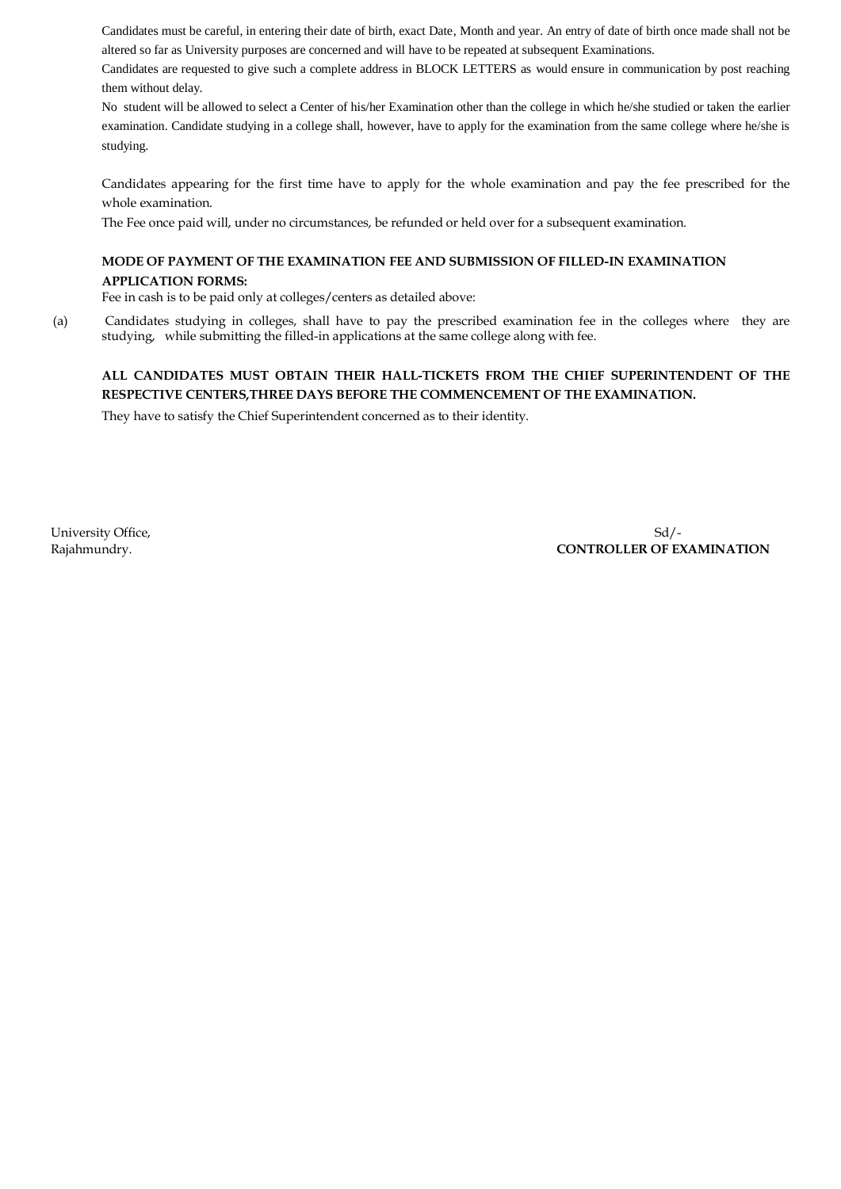Candidates must be careful, in entering their date of birth, exact Date, Month and year. An entry of date of birth once made shall not be altered so far as University purposes are concerned and will have to be repeated at subsequent Examinations.

Candidates are requested to give such a complete address in BLOCK LETTERS as would ensure in communication by post reaching them without delay.

No student will be allowed to select a Center of his/her Examination other than the college in which he/she studied or taken the earlier examination. Candidate studying in a college shall, however, have to apply for the examination from the same college where he/she is studying.

Candidates appearing for the first time have to apply for the whole examination and pay the fee prescribed for the whole examination.

The Fee once paid will, under no circumstances, be refunded or held over for a subsequent examination.

**MODE OF PAYMENT OF THE EXAMINATION FEE AND SUBMISSION OF FILLED-IN EXAMINATION APPLICATION FORMS:**

Fee in cash is to be paid only at colleges/centers as detailed above:

(a) Candidates studying in colleges, shall have to pay the prescribed examination fee in the colleges where they are studying, while submitting the filled-in applications at the same college along with fee.

**ALL CANDIDATES MUST OBTAIN THEIR HALL-TICKETS FROM THE CHIEF SUPERINTENDENT OF THE RESPECTIVE CENTERS,THREE DAYS BEFORE THE COMMENCEMENT OF THE EXAMINATION.**

They have to satisfy the Chief Superintendent concerned as to their identity.

University Office,
Rajahmundry.

Sd/-
**CONTROLLER OF EXAMINATION**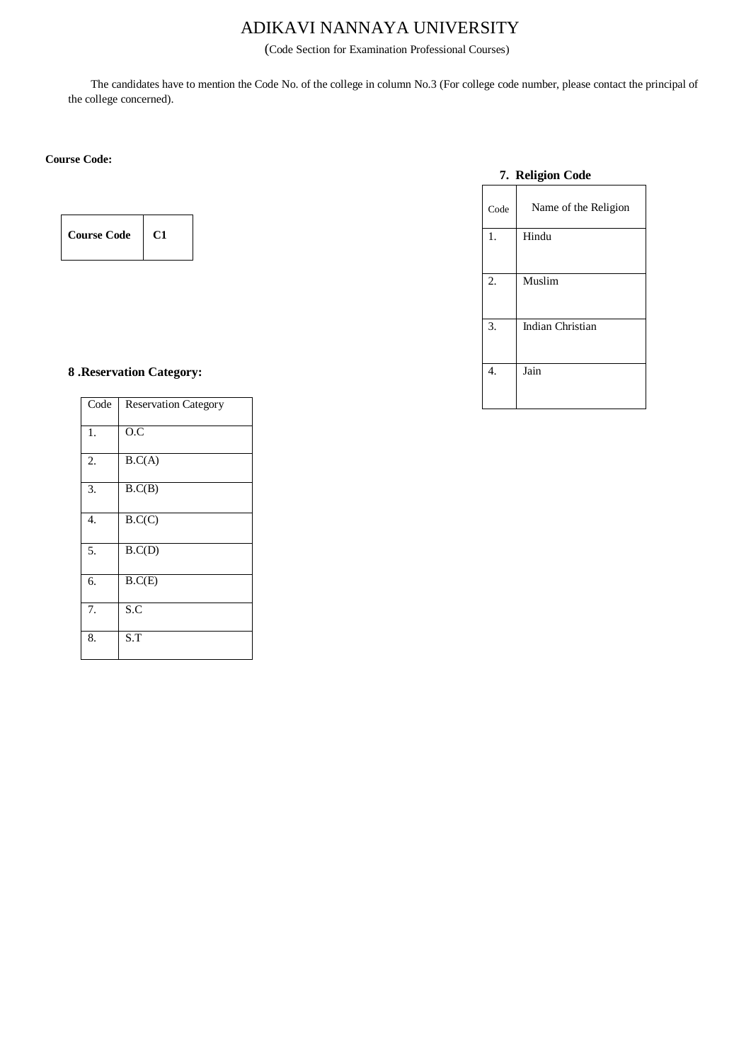# ADIKAVI NANNAYA UNIVERSITY

(Code Section for Examination Professional Courses)

The candidates have to mention the Code No. of the college in column No.3 (For college code number, please contact the principal of the college concerned).

**Course Code:**

| | |
|---|---|
| **Course Code** | **C1** |

**7. Religion Code**

| Code | Name of the Religion |
|---|---|
| 1. | Hindu |
| 2. | Muslim |
| 3. | Indian Christian |
| 4. | Jain |

**8 .Reservation Category:**

| Code | Reservation Category |
|---|---|
| 1. | O.C |
| 2. | B.C(A) |
| 3. | B.C(B) |
| 4. | B.C(C) |
| 5. | B.C(D) |
| 6. | B.C(E) |
| 7. | S.C |
| 8. | S.T |